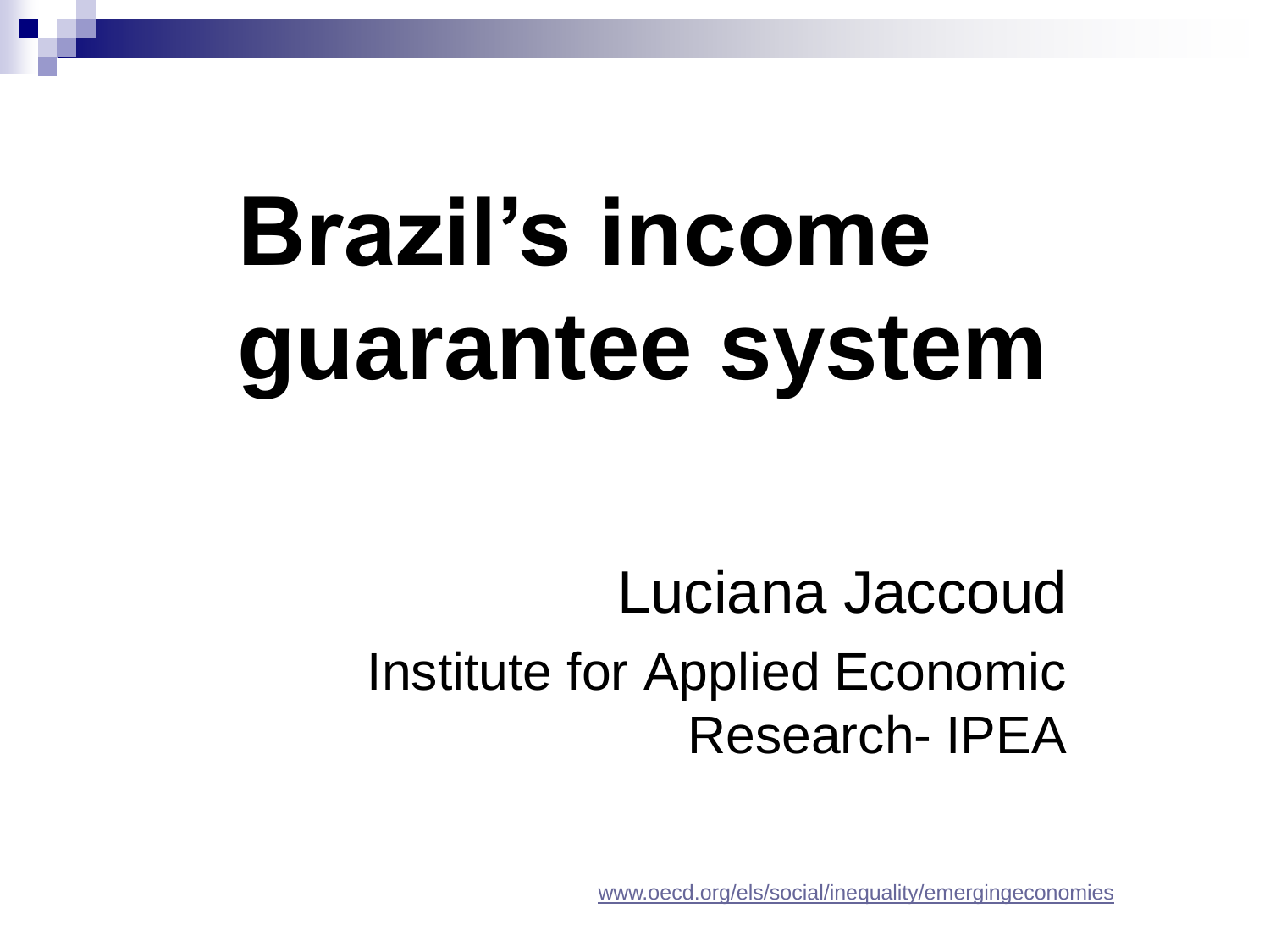# Brazil's income guarantee system

Luciana Jaccoud

Institute for Applied Economic Research- IPEA

www.oecd.org/els/social/inequality/emergingeconomies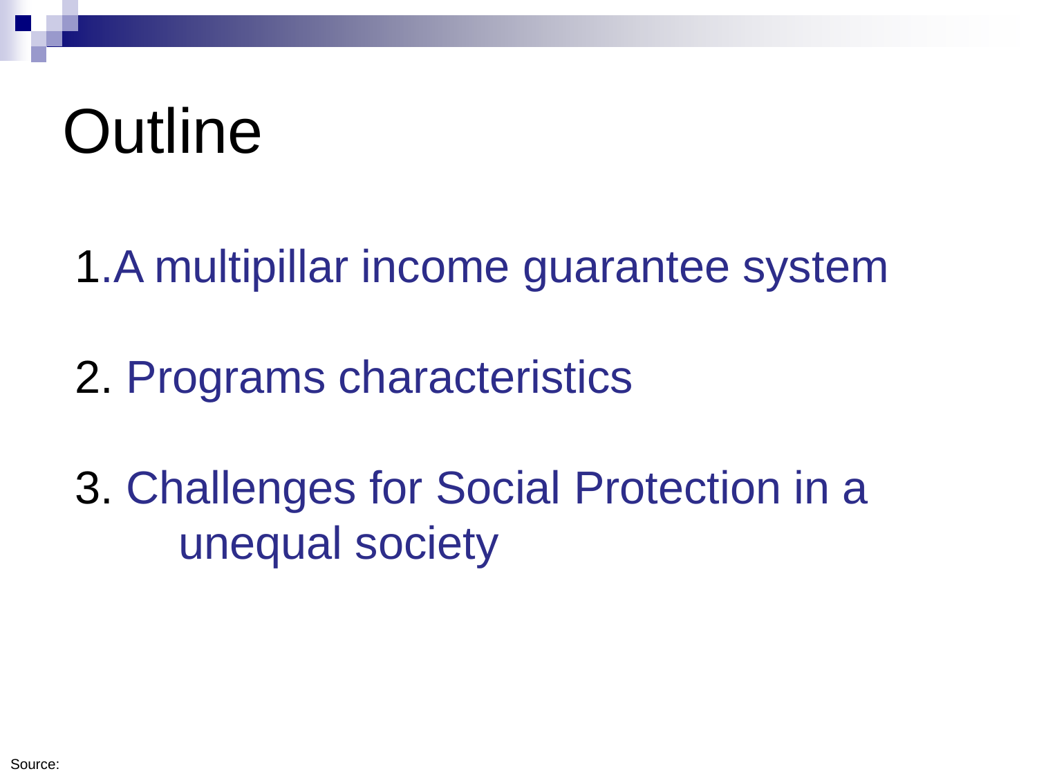# Outline

1. A multipillar income guarantee system

2. Programs characteristics

3. Challenges for Social Protection in a unequal society

Source: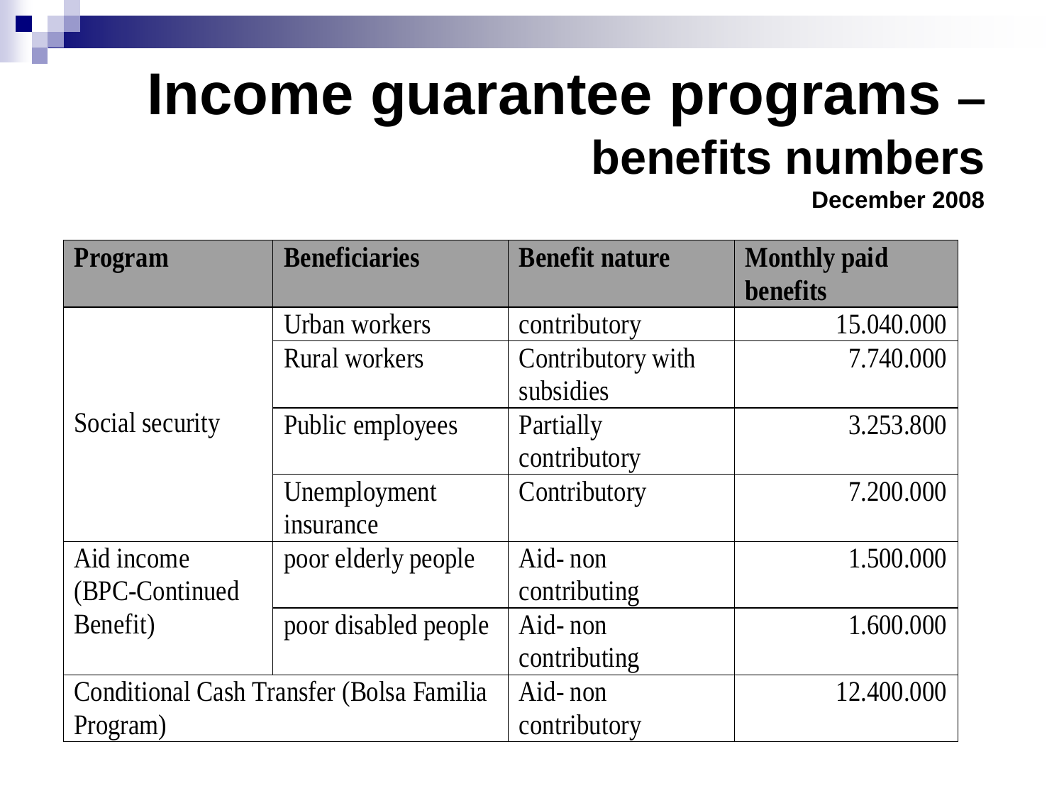# Income guarantee programs – benefits numbers

**December 2008**

| Program | Beneficiaries | Benefit nature | Monthly paid benefits |
|---|---|---|---|
| Social security | Urban workers | contributory | 15.040.000 |
| | Rural workers | Contributory with subsidies | 7.740.000 |
| | Public employees | Partially contributory | 3.253.800 |
| | Unemployment insurance | Contributory | 7.200.000 |
| Aid income (BPC-Continued Benefit) | poor elderly people | Aid- non contributing | 1.500.000 |
| | poor disabled people | Aid- non contributing | 1.600.000 |
| Conditional Cash Transfer (Bolsa Familia Program) | | Aid- non contributory | 12.400.000 |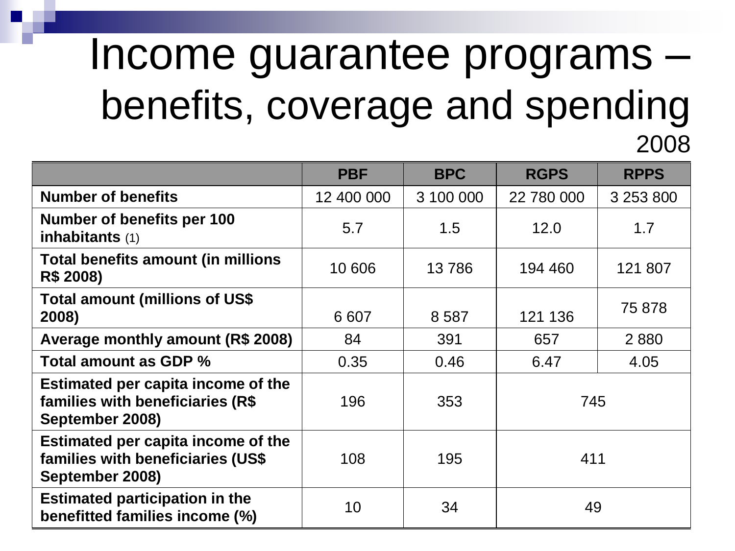# Income guarantee programs – benefits, coverage and spending

2008

| | PBF | BPC | RGPS | RPPS |
|---|---|---|---|---|
| **Number of benefits** | 12 400 000 | 3 100 000 | 22 780 000 | 3 253 800 |
| **Number of benefits per 100 inhabitants** (1) | 5.7 | 1.5 | 12.0 | 1.7 |
| **Total benefits amount (in millions R$ 2008)** | 10 606 | 13 786 | 194 460 | 121 807 |
| **Total amount (millions of US$ 2008)** | 6 607 | 8 587 | 121 136 | 75 878 |
| **Average monthly amount (R$ 2008)** | 84 | 391 | 657 | 2 880 |
| **Total amount as GDP %** | 0.35 | 0.46 | 6.47 | 4.05 |
| **Estimated per capita income of the families with beneficiaries (R$ September 2008)** | 196 | 353 | 745 | |
| **Estimated per capita income of the families with beneficiaries (US$ September 2008)** | 108 | 195 | 411 | |
| **Estimated participation in the benefitted families income (%)** | 10 | 34 | 49 | |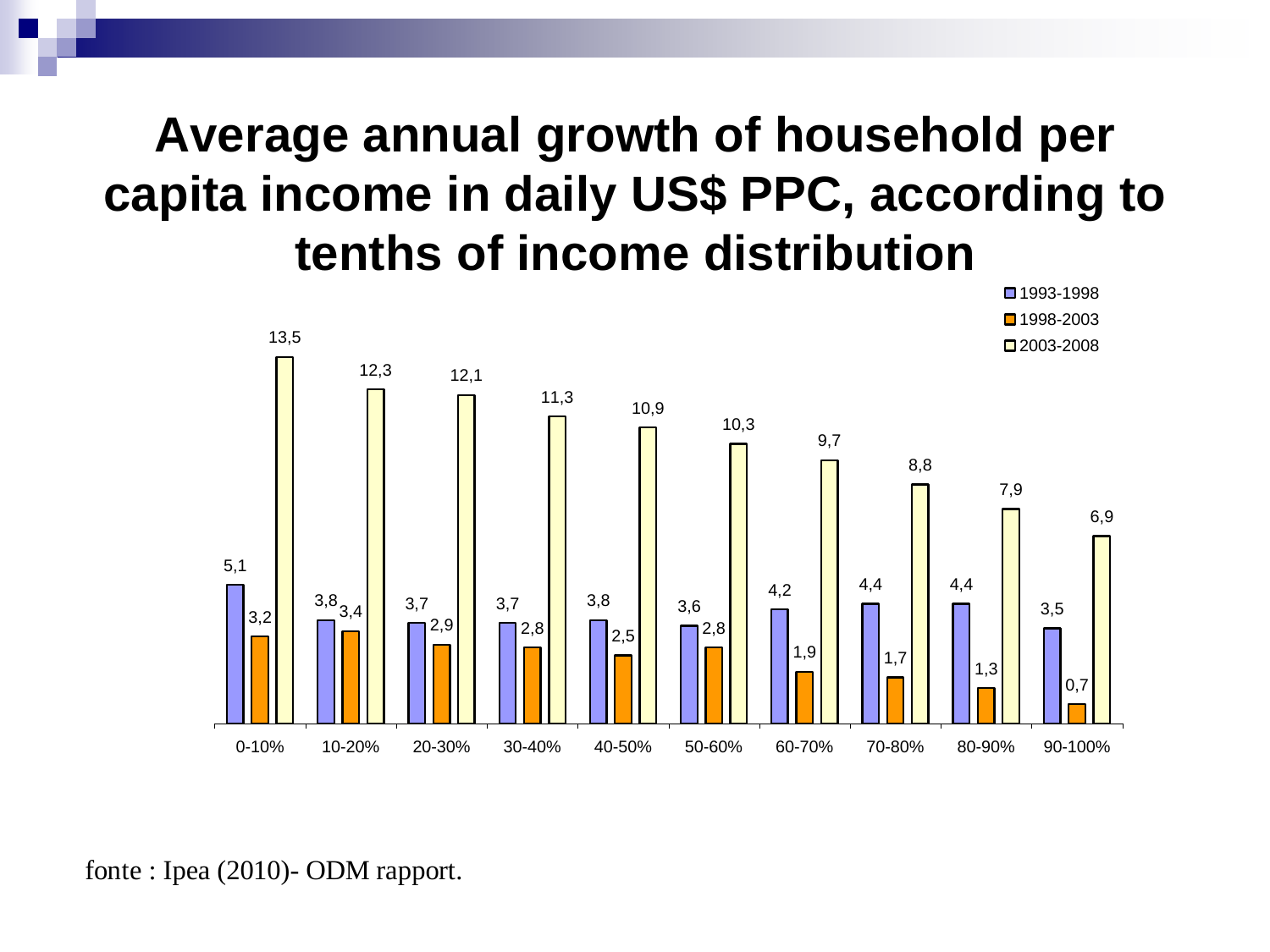# Average annual growth of household per capita income in daily US$ PPC, according to tenths of income distribution

| | 1993-1998 | 1998-2003 | 2003-2008 |
|---|---|---|---|
| 0-10% | 5,1 | 3,2 | 13,5 |
| 10-20% | 3,8 | 3,4 | 12,3 |
| 20-30% | 3,7 | 2,9 | 12,1 |
| 30-40% | 3,7 | 2,8 | 11,3 |
| 40-50% | 3,8 | 2,5 | 10,9 |
| 50-60% | 3,6 | 2,8 | 10,3 |
| 60-70% | 4,2 | 1,9 | 9,7 |
| 70-80% | 4,4 | 1,7 | 8,8 |
| 80-90% | 4,4 | 1,3 | 7,9 |
| 90-100% | 3,5 | 0,7 | 6,9 |

fonte : Ipea (2010)- ODM rapport.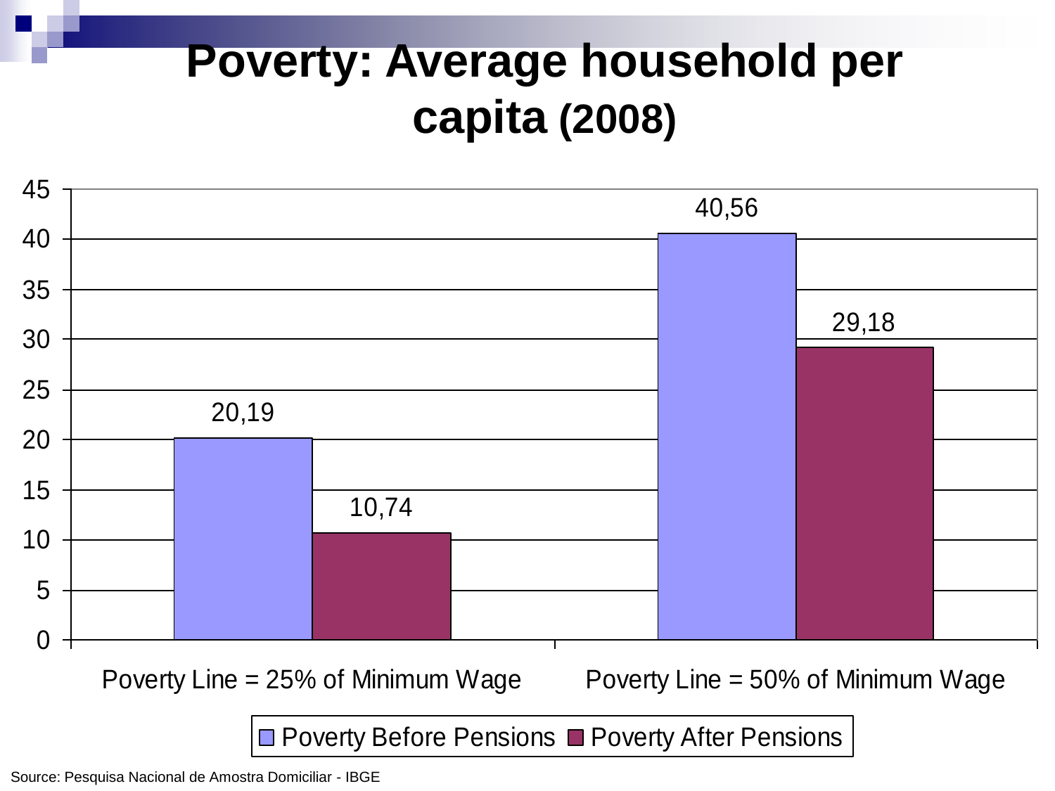# Poverty: Average household per capita (2008)

| | Poverty Before Pensions | Poverty After Pensions |
|---|---|---|
| Poverty Line = 25% of Minimum Wage | 20,19 | 10,74 |
| Poverty Line = 50% of Minimum Wage | 40,56 | 29,18 |

Source: Pesquisa Nacional de Amostra Domiciliar - IBGE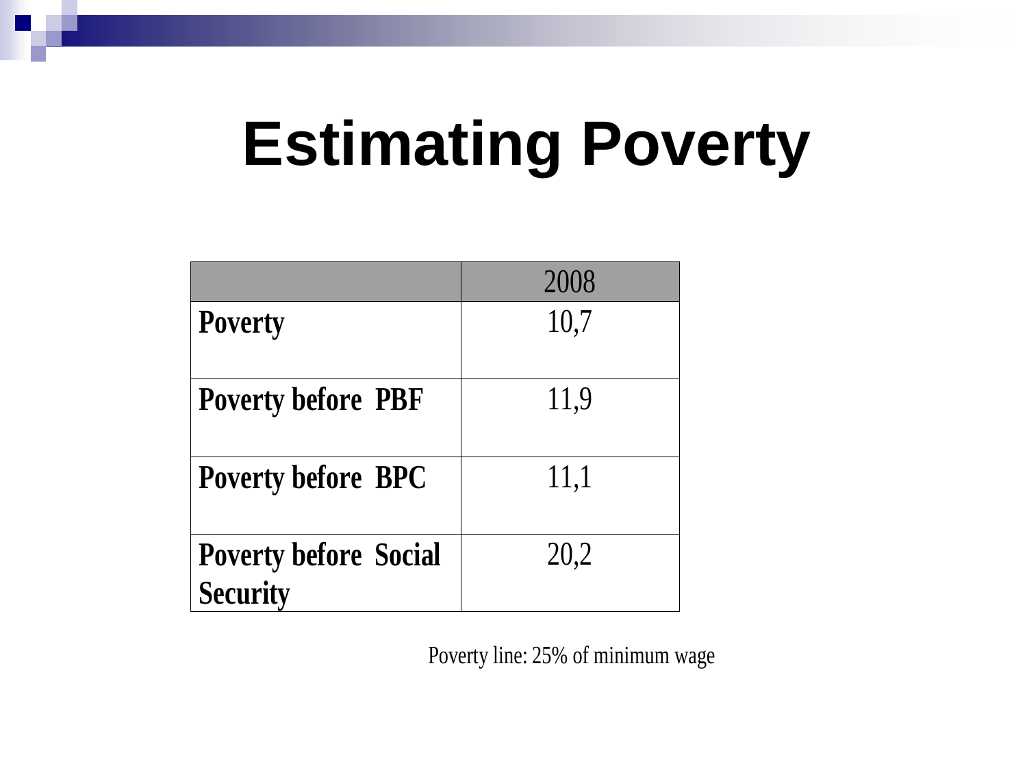# Estimating Poverty

| | 2008 |
|---|---|
| **Poverty** | 10,7 |
| **Poverty before PBF** | 11,9 |
| **Poverty before BPC** | 11,1 |
| **Poverty before Social Security** | 20,2 |

Poverty line: 25% of minimum wage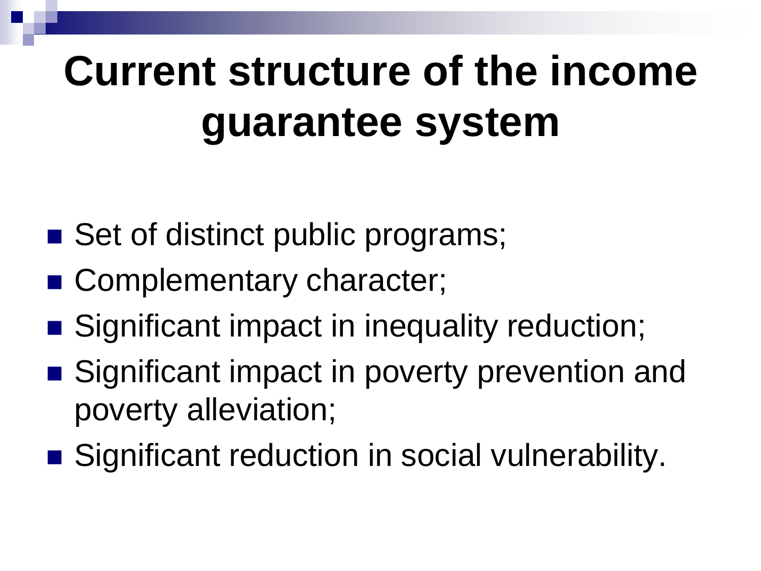# Current structure of the income guarantee system

- Set of distinct public programs;
- Complementary character;
- Significant impact in inequality reduction;
- Significant impact in poverty prevention and poverty alleviation;
- Significant reduction in social vulnerability.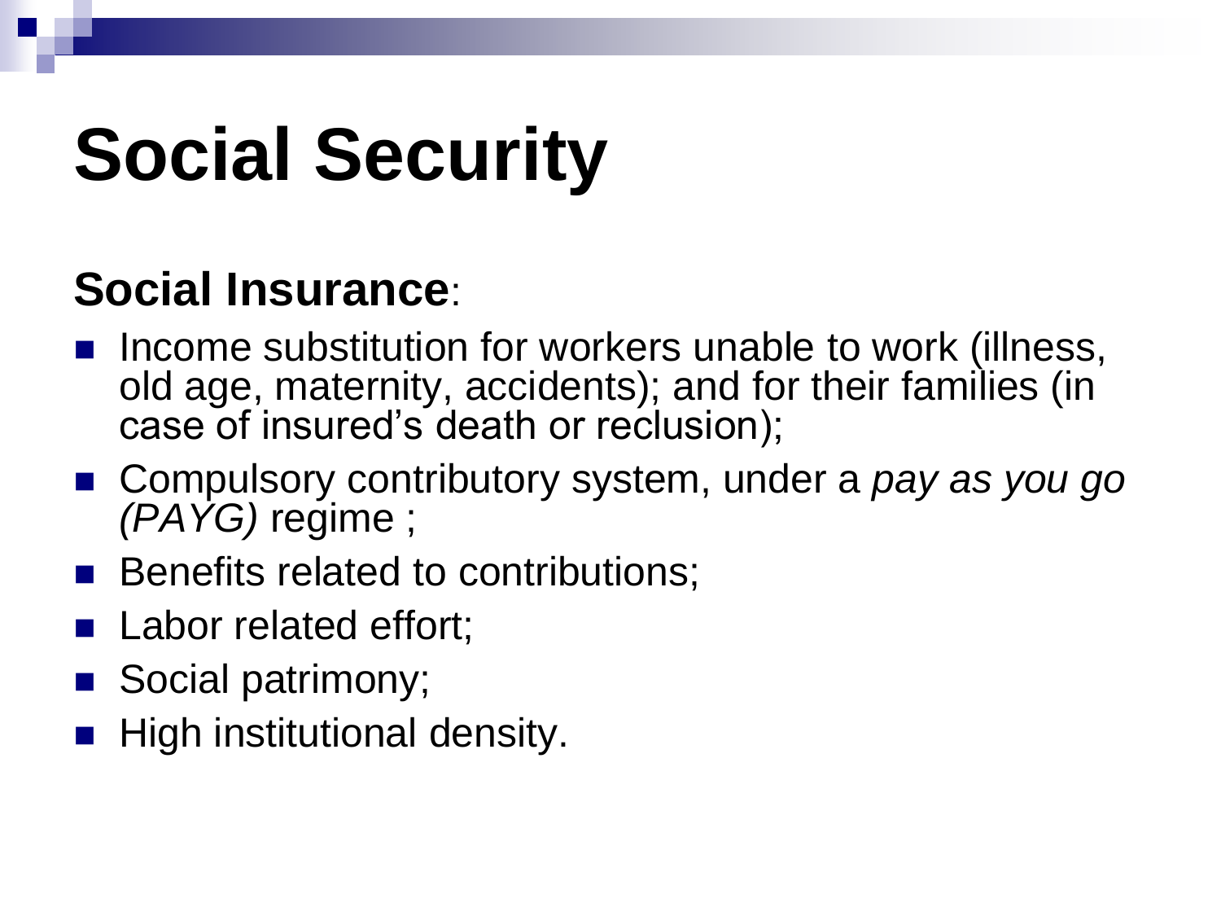# Social Security

## **Social Insurance**:

- Income substitution for workers unable to work (illness, old age, maternity, accidents); and for their families (in case of insured's death or reclusion);
- Compulsory contributory system, under a *pay as you go (PAYG)* regime ;
- Benefits related to contributions;
- Labor related effort;
- Social patrimony;
- High institutional density.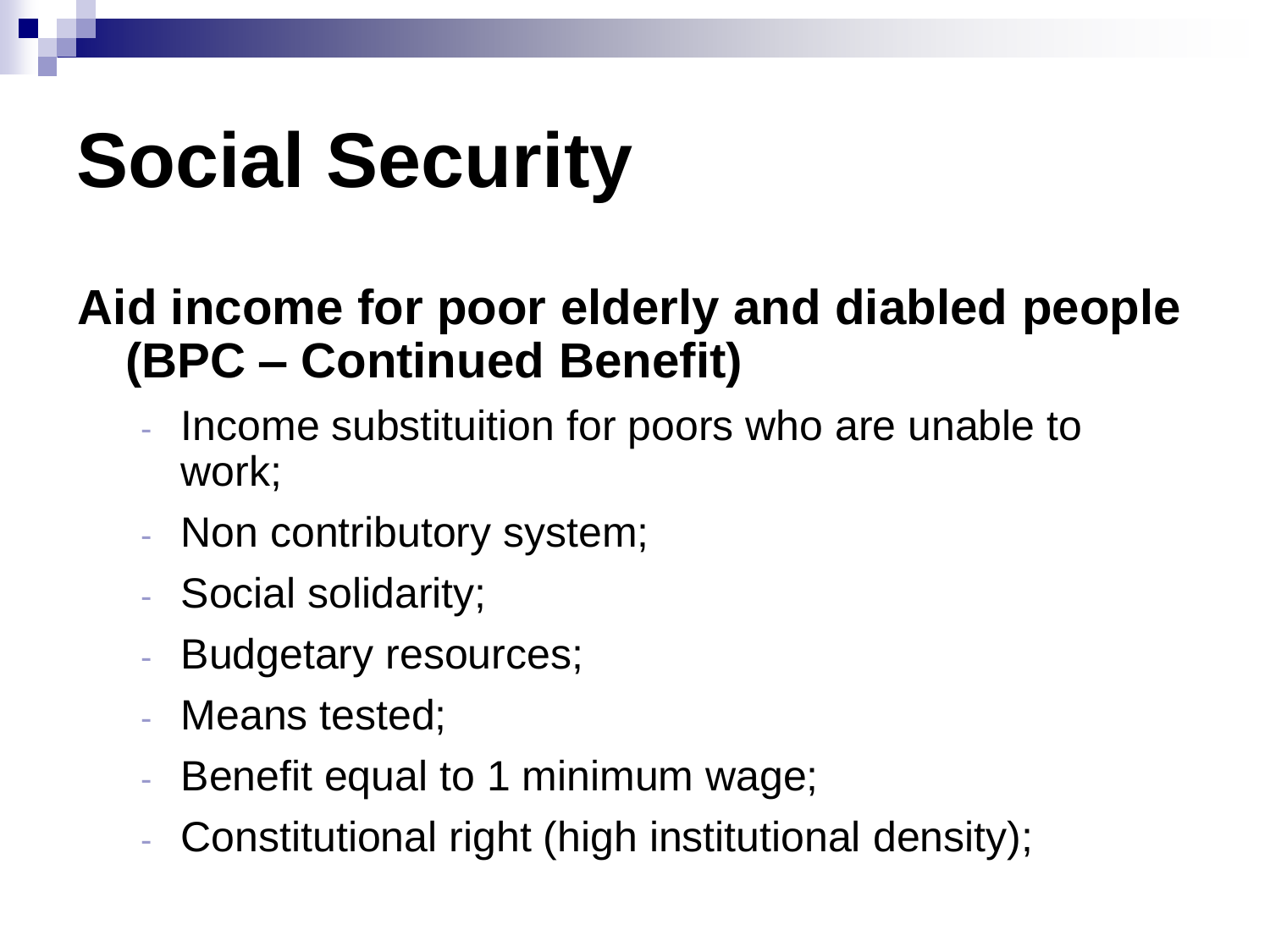# Social Security

**Aid income for poor elderly and diabled people (BPC – Continued Benefit)**

- Income substituition for poors who are unable to work;
- Non contributory system;
- Social solidarity;
- Budgetary resources;
- Means tested;
- Benefit equal to 1 minimum wage;
- Constitutional right (high institutional density);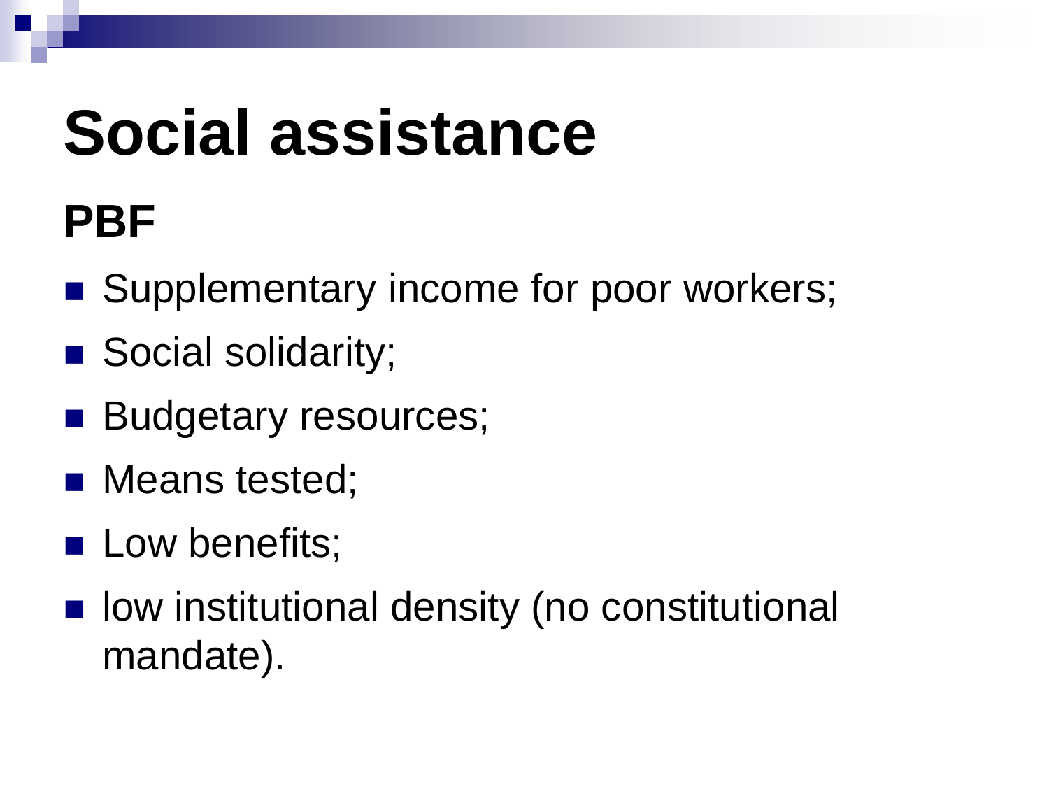# Social assistance

## PBF

- Supplementary income for poor workers;
- Social solidarity;
- Budgetary resources;
- Means tested;
- Low benefits;
- low institutional density (no constitutional mandate).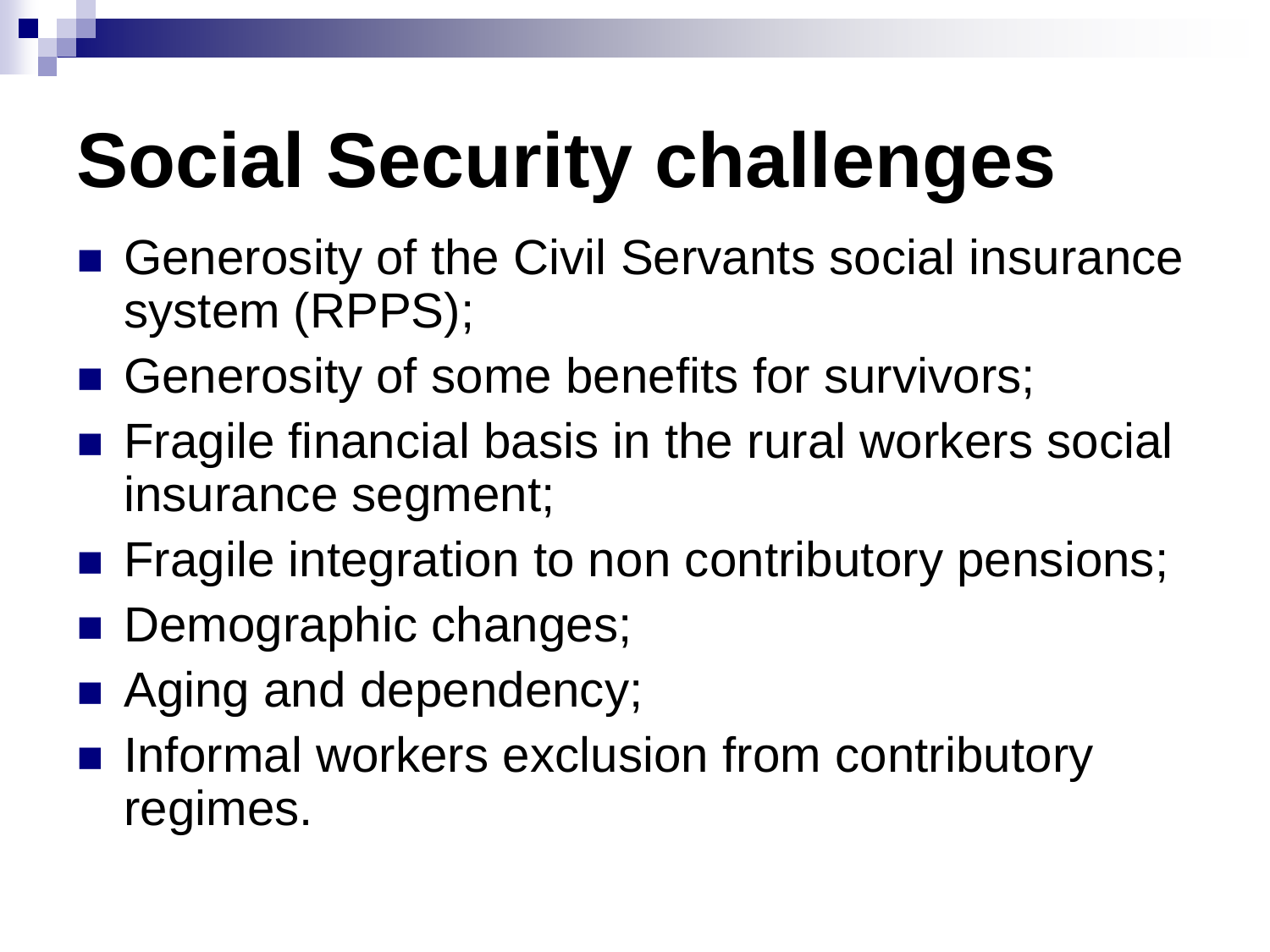# Social Security challenges

- Generosity of the Civil Servants social insurance system (RPPS);
- Generosity of some benefits for survivors;
- Fragile financial basis in the rural workers social insurance segment;
- Fragile integration to non contributory pensions;
- Demographic changes;
- Aging and dependency;
- Informal workers exclusion from contributory regimes.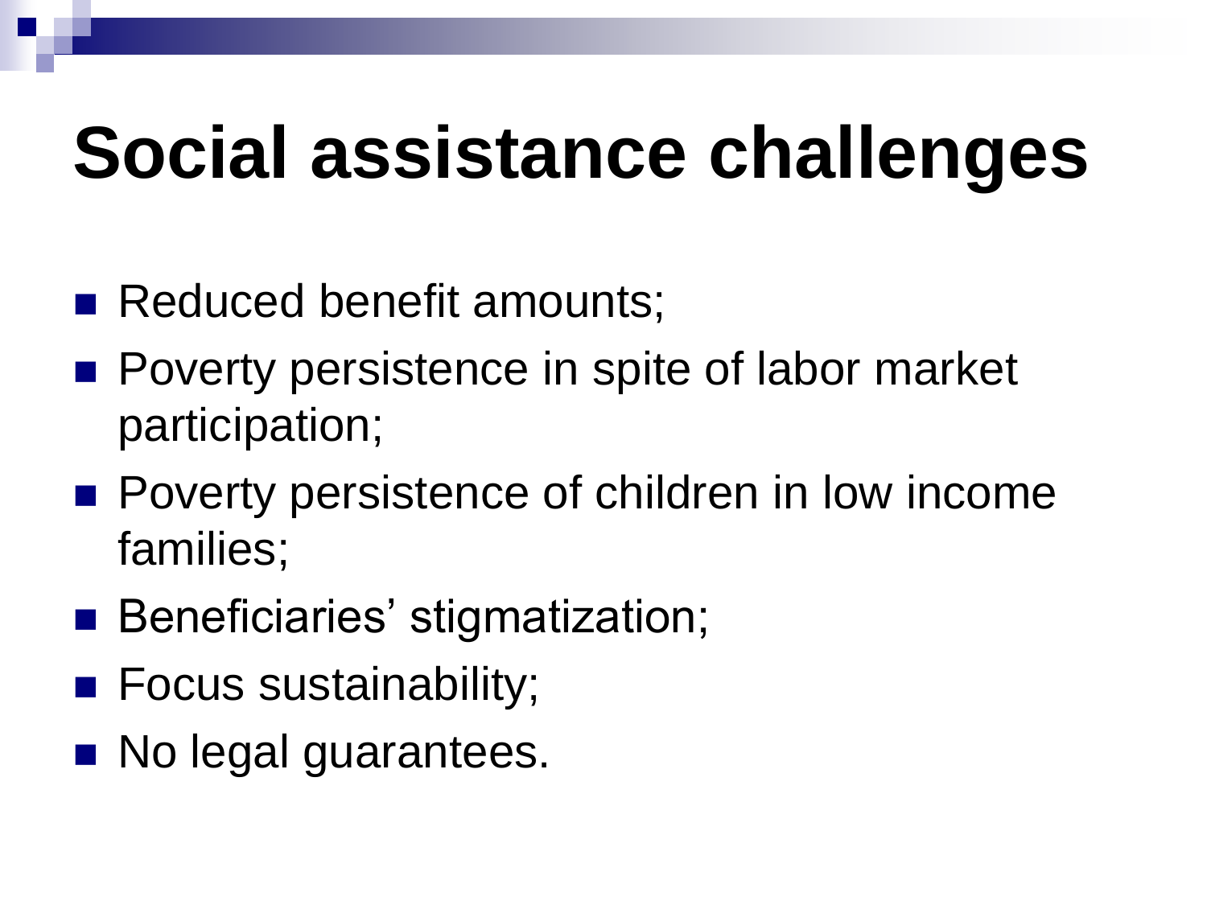# Social assistance challenges

- Reduced benefit amounts;
- Poverty persistence in spite of labor market participation;
- Poverty persistence of children in low income families;
- Beneficiaries' stigmatization;
- Focus sustainability;
- No legal guarantees.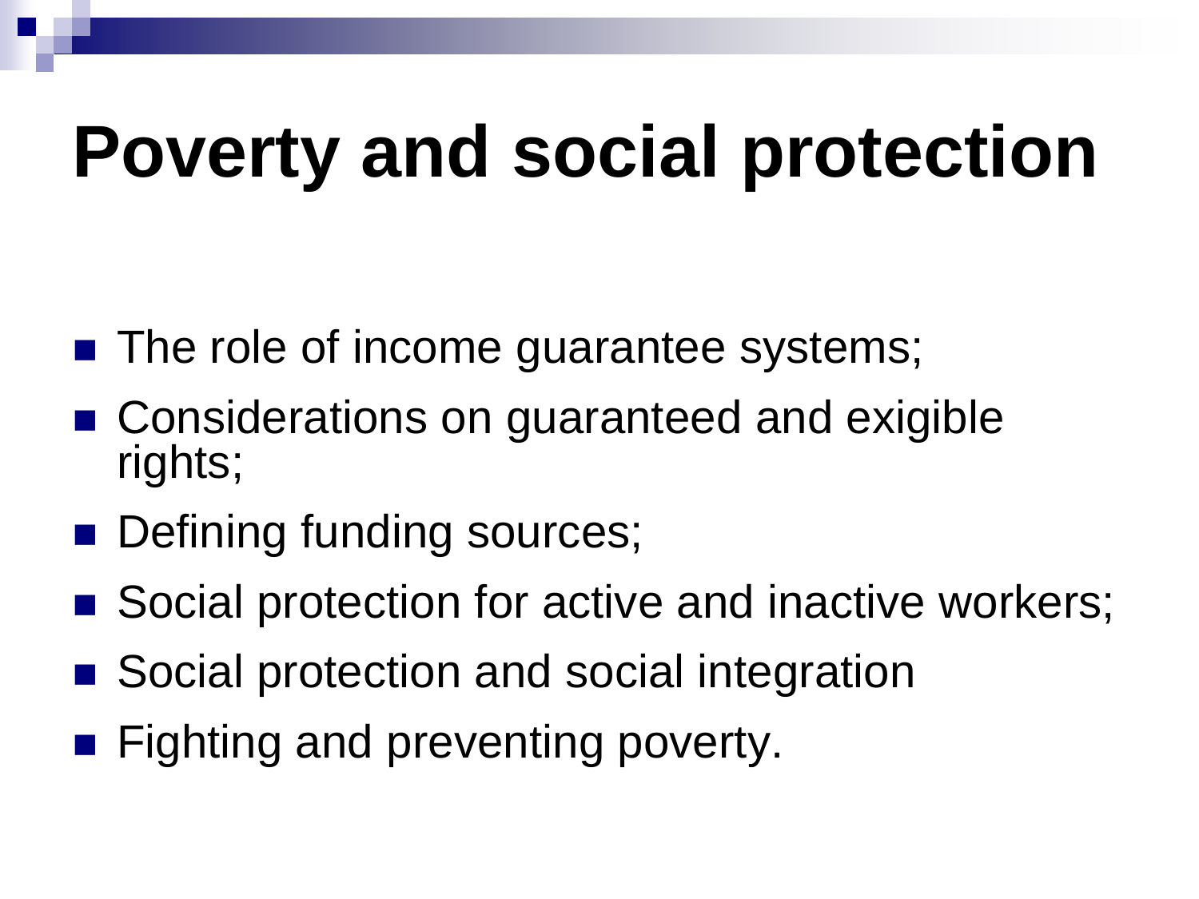# Poverty and social protection

- The role of income guarantee systems;
- Considerations on guaranteed and exigible rights;
- Defining funding sources;
- Social protection for active and inactive workers;
- Social protection and social integration
- Fighting and preventing poverty.